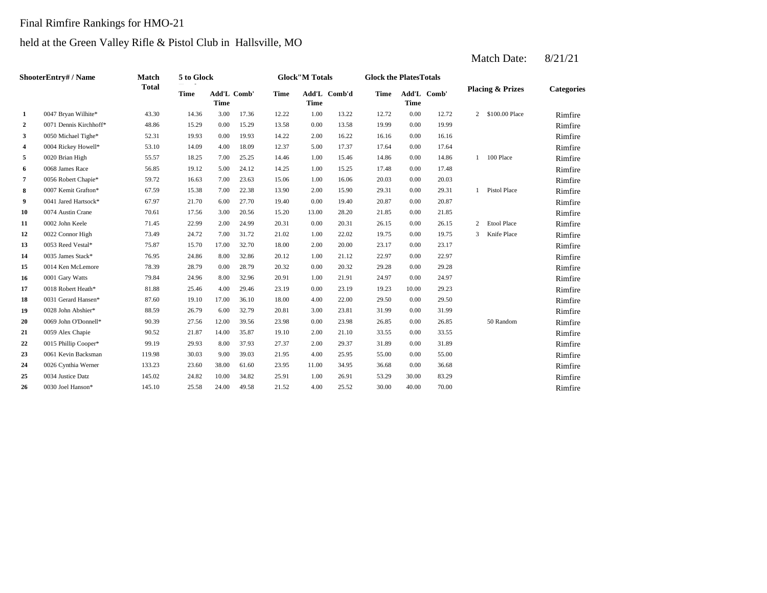Final Rimfire Rankings for HMO-21

held at the Green Valley Rifle & Pistol Club in Hallsville, MO

Match Date: 8/21/21

| Shooter | Entry# / Name | Match Total | 5 to Glock | | | Glock"M Totals | | | Glock the Plates Totals | | | Placing & Prizes | | Categories |
|---|---|---|---|---|---|---|---|---|---|---|---|---|---|---|
| | | | Time | Add'L Time | Comb' | Time | Add'L Time | Comb'd | Time | Add'L Time | Comb' | | | |
| 1 | 0047 Bryan Wilhite* | 43.30 | 14.36 | 3.00 | 17.36 | 12.22 | 1.00 | 13.22 | 12.72 | 0.00 | 12.72 | 2 | $100.00 Place | Rimfire |
| 2 | 0071 Dennis Kirchhoff* | 48.86 | 15.29 | 0.00 | 15.29 | 13.58 | 0.00 | 13.58 | 19.99 | 0.00 | 19.99 | | | Rimfire |
| 3 | 0050 Michael Tighe* | 52.31 | 19.93 | 0.00 | 19.93 | 14.22 | 2.00 | 16.22 | 16.16 | 0.00 | 16.16 | | | Rimfire |
| 4 | 0004 Rickey Howell* | 53.10 | 14.09 | 4.00 | 18.09 | 12.37 | 5.00 | 17.37 | 17.64 | 0.00 | 17.64 | | | Rimfire |
| 5 | 0020 Brian High | 55.57 | 18.25 | 7.00 | 25.25 | 14.46 | 1.00 | 15.46 | 14.86 | 0.00 | 14.86 | 1 | 100 Place | Rimfire |
| 6 | 0068 James Race | 56.85 | 19.12 | 5.00 | 24.12 | 14.25 | 1.00 | 15.25 | 17.48 | 0.00 | 17.48 | | | Rimfire |
| 7 | 0056 Robert Chapie* | 59.72 | 16.63 | 7.00 | 23.63 | 15.06 | 1.00 | 16.06 | 20.03 | 0.00 | 20.03 | | | Rimfire |
| 8 | 0007 Kemit Grafton* | 67.59 | 15.38 | 7.00 | 22.38 | 13.90 | 2.00 | 15.90 | 29.31 | 0.00 | 29.31 | 1 | Pistol Place | Rimfire |
| 9 | 0041 Jared Hartsock* | 67.97 | 21.70 | 6.00 | 27.70 | 19.40 | 0.00 | 19.40 | 20.87 | 0.00 | 20.87 | | | Rimfire |
| 10 | 0074 Austin Crane | 70.61 | 17.56 | 3.00 | 20.56 | 15.20 | 13.00 | 28.20 | 21.85 | 0.00 | 21.85 | | | Rimfire |
| 11 | 0002 John Keele | 71.45 | 22.99 | 2.00 | 24.99 | 20.31 | 0.00 | 20.31 | 26.15 | 0.00 | 26.15 | 2 | Etool Place | Rimfire |
| 12 | 0022 Connor High | 73.49 | 24.72 | 7.00 | 31.72 | 21.02 | 1.00 | 22.02 | 19.75 | 0.00 | 19.75 | 3 | Knife Place | Rimfire |
| 13 | 0053 Reed Vestal* | 75.87 | 15.70 | 17.00 | 32.70 | 18.00 | 2.00 | 20.00 | 23.17 | 0.00 | 23.17 | | | Rimfire |
| 14 | 0035 James Stack* | 76.95 | 24.86 | 8.00 | 32.86 | 20.12 | 1.00 | 21.12 | 22.97 | 0.00 | 22.97 | | | Rimfire |
| 15 | 0014 Ken McLemore | 78.39 | 28.79 | 0.00 | 28.79 | 20.32 | 0.00 | 20.32 | 29.28 | 0.00 | 29.28 | | | Rimfire |
| 16 | 0001 Gary Watts | 79.84 | 24.96 | 8.00 | 32.96 | 20.91 | 1.00 | 21.91 | 24.97 | 0.00 | 24.97 | | | Rimfire |
| 17 | 0018 Robert Heath* | 81.88 | 25.46 | 4.00 | 29.46 | 23.19 | 0.00 | 23.19 | 19.23 | 10.00 | 29.23 | | | Rimfire |
| 18 | 0031 Gerard Hansen* | 87.60 | 19.10 | 17.00 | 36.10 | 18.00 | 4.00 | 22.00 | 29.50 | 0.00 | 29.50 | | | Rimfire |
| 19 | 0028 John Abshier* | 88.59 | 26.79 | 6.00 | 32.79 | 20.81 | 3.00 | 23.81 | 31.99 | 0.00 | 31.99 | | | Rimfire |
| 20 | 0069 John O'Donnell* | 90.39 | 27.56 | 12.00 | 39.56 | 23.98 | 0.00 | 23.98 | 26.85 | 0.00 | 26.85 | | 50 Random | Rimfire |
| 21 | 0059 Alex Chapie | 90.52 | 21.87 | 14.00 | 35.87 | 19.10 | 2.00 | 21.10 | 33.55 | 0.00 | 33.55 | | | Rimfire |
| 22 | 0015 Phillip Cooper* | 99.19 | 29.93 | 8.00 | 37.93 | 27.37 | 2.00 | 29.37 | 31.89 | 0.00 | 31.89 | | | Rimfire |
| 23 | 0061 Kevin Backsman | 119.98 | 30.03 | 9.00 | 39.03 | 21.95 | 4.00 | 25.95 | 55.00 | 0.00 | 55.00 | | | Rimfire |
| 24 | 0026 Cynthia Werner | 133.23 | 23.60 | 38.00 | 61.60 | 23.95 | 11.00 | 34.95 | 36.68 | 0.00 | 36.68 | | | Rimfire |
| 25 | 0034 Justice Datz | 145.02 | 24.82 | 10.00 | 34.82 | 25.91 | 1.00 | 26.91 | 53.29 | 30.00 | 83.29 | | | Rimfire |
| 26 | 0030 Joel Hanson* | 145.10 | 25.58 | 24.00 | 49.58 | 21.52 | 4.00 | 25.52 | 30.00 | 40.00 | 70.00 | | | Rimfire |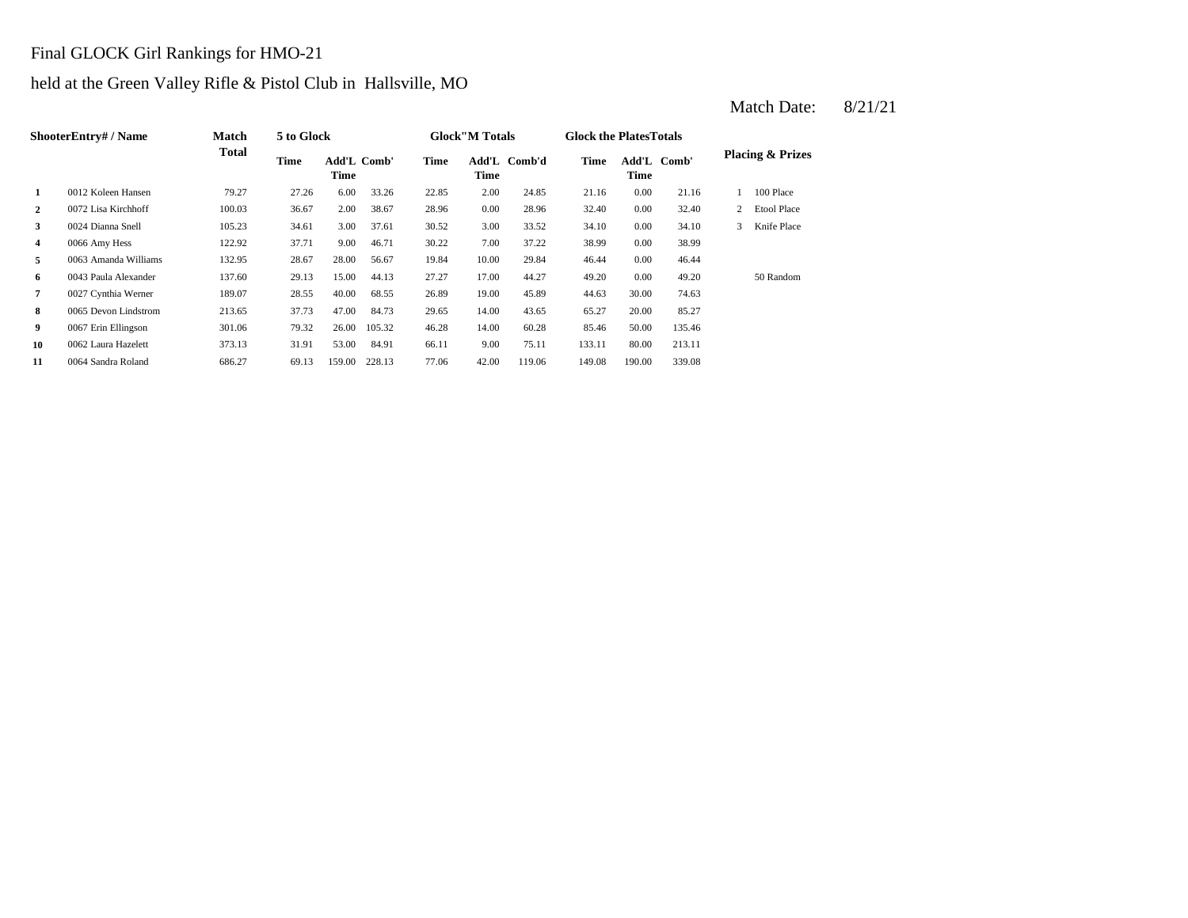Final GLOCK Girl Rankings for HMO-21

held at the Green Valley Rifle & Pistol Club in Hallsville, MO

Match Date: 8/21/21

| ShooterEntry# / Name | | Match Total | 5 to Glock | | | Glock"M Totals | | | Glock the PlatesTotals | | | Placing & Prizes | |
|---|---|---|---|---|---|---|---|---|---|---|---|---|---|
| | | | Time | Add'L Time | Comb' | Time | Add'L Time | Comb'd | Time | Add'L Time | Comb' | | |
| 1 | 0012 Koleen Hansen | 79.27 | 27.26 | 6.00 | 33.26 | 22.85 | 2.00 | 24.85 | 21.16 | 0.00 | 21.16 | 1 | 100 Place |
| 2 | 0072 Lisa Kirchhoff | 100.03 | 36.67 | 2.00 | 38.67 | 28.96 | 0.00 | 28.96 | 32.40 | 0.00 | 32.40 | 2 | Etool Place |
| 3 | 0024 Dianna Snell | 105.23 | 34.61 | 3.00 | 37.61 | 30.52 | 3.00 | 33.52 | 34.10 | 0.00 | 34.10 | 3 | Knife Place |
| 4 | 0066 Amy Hess | 122.92 | 37.71 | 9.00 | 46.71 | 30.22 | 7.00 | 37.22 | 38.99 | 0.00 | 38.99 | | |
| 5 | 0063 Amanda Williams | 132.95 | 28.67 | 28.00 | 56.67 | 19.84 | 10.00 | 29.84 | 46.44 | 0.00 | 46.44 | | |
| 6 | 0043 Paula Alexander | 137.60 | 29.13 | 15.00 | 44.13 | 27.27 | 17.00 | 44.27 | 49.20 | 0.00 | 49.20 | | 50 Random |
| 7 | 0027 Cynthia Werner | 189.07 | 28.55 | 40.00 | 68.55 | 26.89 | 19.00 | 45.89 | 44.63 | 30.00 | 74.63 | | |
| 8 | 0065 Devon Lindstrom | 213.65 | 37.73 | 47.00 | 84.73 | 29.65 | 14.00 | 43.65 | 65.27 | 20.00 | 85.27 | | |
| 9 | 0067 Erin Ellingson | 301.06 | 79.32 | 26.00 | 105.32 | 46.28 | 14.00 | 60.28 | 85.46 | 50.00 | 135.46 | | |
| 10 | 0062 Laura Hazelett | 373.13 | 31.91 | 53.00 | 84.91 | 66.11 | 9.00 | 75.11 | 133.11 | 80.00 | 213.11 | | |
| 11 | 0064 Sandra Roland | 686.27 | 69.13 | 159.00 | 228.13 | 77.06 | 42.00 | 119.06 | 149.08 | 190.00 | 339.08 | | |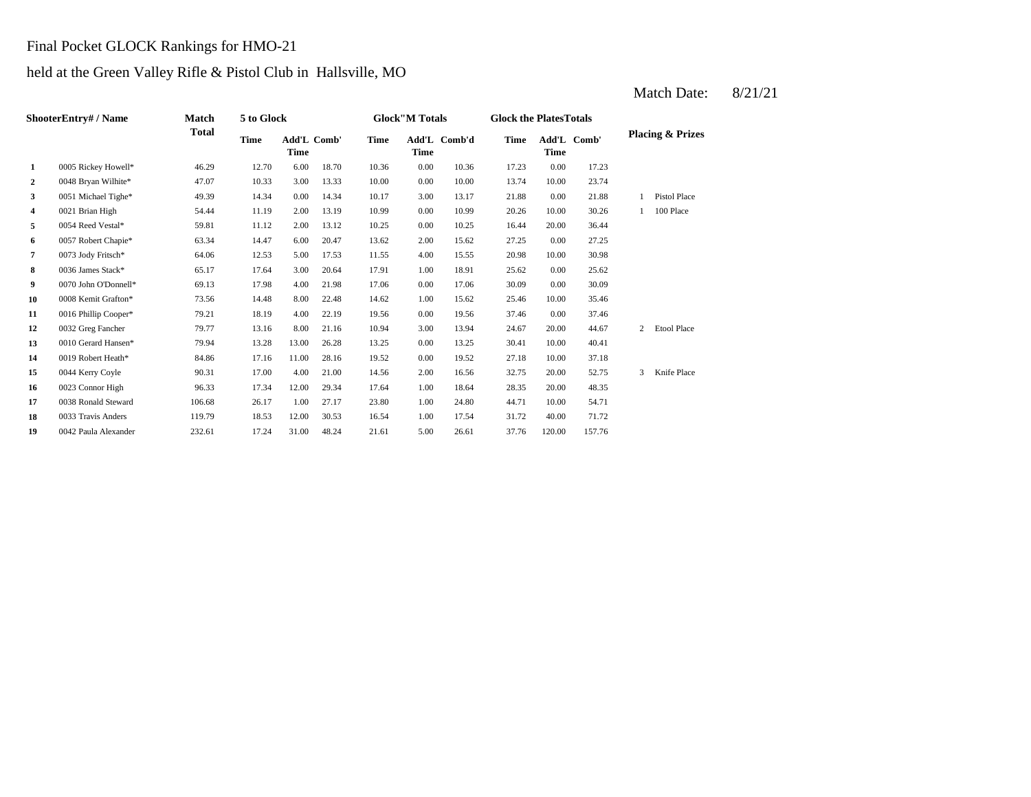Final Pocket GLOCK Rankings for HMO-21

held at the Green Valley Rifle & Pistol Club in Hallsville, MO

Match Date: 8/21/21

| | ShooterEntry# / Name | Match Total | 5 to Glock | | | Glock"M Totals | | | Glock the PlatesTotals | | | Placing & Prizes | |
|---|---|---|---|---|---|---|---|---|---|---|---|---|---|
| | | | Time | Add'L Time | Comb' | Time | Add'L Time | Comb'd | Time | Add'L Time | Comb' | | |
| 1 | 0005 Rickey Howell* | 46.29 | 12.70 | 6.00 | 18.70 | 10.36 | 0.00 | 10.36 | 17.23 | 0.00 | 17.23 | | |
| 2 | 0048 Bryan Wilhite* | 47.07 | 10.33 | 3.00 | 13.33 | 10.00 | 0.00 | 10.00 | 13.74 | 10.00 | 23.74 | | |
| 3 | 0051 Michael Tighe* | 49.39 | 14.34 | 0.00 | 14.34 | 10.17 | 3.00 | 13.17 | 21.88 | 0.00 | 21.88 | 1 | Pistol Place |
| 4 | 0021 Brian High | 54.44 | 11.19 | 2.00 | 13.19 | 10.99 | 0.00 | 10.99 | 20.26 | 10.00 | 30.26 | 1 | 100 Place |
| 5 | 0054 Reed Vestal* | 59.81 | 11.12 | 2.00 | 13.12 | 10.25 | 0.00 | 10.25 | 16.44 | 20.00 | 36.44 | | |
| 6 | 0057 Robert Chapie* | 63.34 | 14.47 | 6.00 | 20.47 | 13.62 | 2.00 | 15.62 | 27.25 | 0.00 | 27.25 | | |
| 7 | 0073 Jody Fritsch* | 64.06 | 12.53 | 5.00 | 17.53 | 11.55 | 4.00 | 15.55 | 20.98 | 10.00 | 30.98 | | |
| 8 | 0036 James Stack* | 65.17 | 17.64 | 3.00 | 20.64 | 17.91 | 1.00 | 18.91 | 25.62 | 0.00 | 25.62 | | |
| 9 | 0070 John O'Donnell* | 69.13 | 17.98 | 4.00 | 21.98 | 17.06 | 0.00 | 17.06 | 30.09 | 0.00 | 30.09 | | |
| 10 | 0008 Kemit Grafton* | 73.56 | 14.48 | 8.00 | 22.48 | 14.62 | 1.00 | 15.62 | 25.46 | 10.00 | 35.46 | | |
| 11 | 0016 Phillip Cooper* | 79.21 | 18.19 | 4.00 | 22.19 | 19.56 | 0.00 | 19.56 | 37.46 | 0.00 | 37.46 | | |
| 12 | 0032 Greg Fancher | 79.77 | 13.16 | 8.00 | 21.16 | 10.94 | 3.00 | 13.94 | 24.67 | 20.00 | 44.67 | 2 | Etool Place |
| 13 | 0010 Gerard Hansen* | 79.94 | 13.28 | 13.00 | 26.28 | 13.25 | 0.00 | 13.25 | 30.41 | 10.00 | 40.41 | | |
| 14 | 0019 Robert Heath* | 84.86 | 17.16 | 11.00 | 28.16 | 19.52 | 0.00 | 19.52 | 27.18 | 10.00 | 37.18 | | |
| 15 | 0044 Kerry Coyle | 90.31 | 17.00 | 4.00 | 21.00 | 14.56 | 2.00 | 16.56 | 32.75 | 20.00 | 52.75 | 3 | Knife Place |
| 16 | 0023 Connor High | 96.33 | 17.34 | 12.00 | 29.34 | 17.64 | 1.00 | 18.64 | 28.35 | 20.00 | 48.35 | | |
| 17 | 0038 Ronald Steward | 106.68 | 26.17 | 1.00 | 27.17 | 23.80 | 1.00 | 24.80 | 44.71 | 10.00 | 54.71 | | |
| 18 | 0033 Travis Anders | 119.79 | 18.53 | 12.00 | 30.53 | 16.54 | 1.00 | 17.54 | 31.72 | 40.00 | 71.72 | | |
| 19 | 0042 Paula Alexander | 232.61 | 17.24 | 31.00 | 48.24 | 21.61 | 5.00 | 26.61 | 37.76 | 120.00 | 157.76 | | |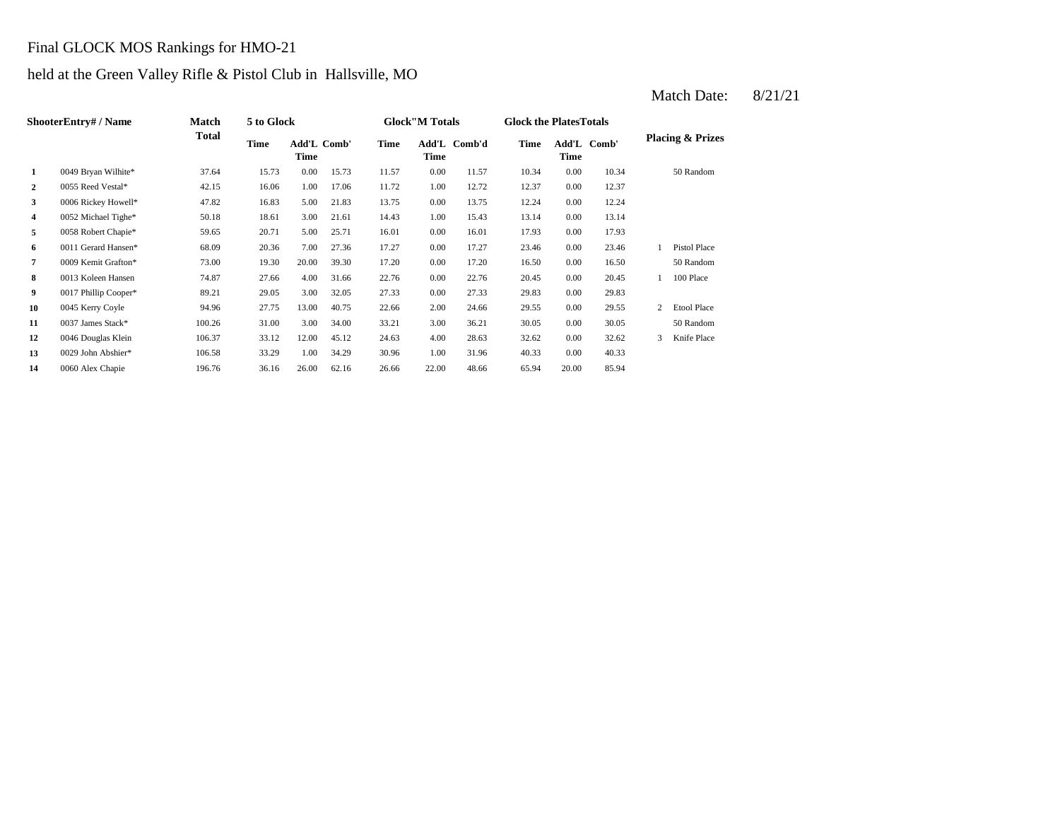Final GLOCK MOS Rankings for HMO-21

held at the Green Valley Rifle & Pistol Club in Hallsville, MO

Match Date: 8/21/21

| ShooterEntry# / Name | | Match Total | 5 to Glock | | | Glock"M Totals | | | Glock the PlatesTotals | | | Placing & Prizes | |
|---|---|---|---|---|---|---|---|---|---|---|---|---|---|
| | | | Time | Add'L Time | Comb' | Time | Add'L Time | Comb'd | Time | Add'L Time | Comb' | | |
| 1 | 0049 Bryan Wilhite* | 37.64 | 15.73 | 0.00 | 15.73 | 11.57 | 0.00 | 11.57 | 10.34 | 0.00 | 10.34 | | 50 Random |
| 2 | 0055 Reed Vestal* | 42.15 | 16.06 | 1.00 | 17.06 | 11.72 | 1.00 | 12.72 | 12.37 | 0.00 | 12.37 | | |
| 3 | 0006 Rickey Howell* | 47.82 | 16.83 | 5.00 | 21.83 | 13.75 | 0.00 | 13.75 | 12.24 | 0.00 | 12.24 | | |
| 4 | 0052 Michael Tighe* | 50.18 | 18.61 | 3.00 | 21.61 | 14.43 | 1.00 | 15.43 | 13.14 | 0.00 | 13.14 | | |
| 5 | 0058 Robert Chapie* | 59.65 | 20.71 | 5.00 | 25.71 | 16.01 | 0.00 | 16.01 | 17.93 | 0.00 | 17.93 | | |
| 6 | 0011 Gerard Hansen* | 68.09 | 20.36 | 7.00 | 27.36 | 17.27 | 0.00 | 17.27 | 23.46 | 0.00 | 23.46 | 1 | Pistol Place |
| 7 | 0009 Kemit Grafton* | 73.00 | 19.30 | 20.00 | 39.30 | 17.20 | 0.00 | 17.20 | 16.50 | 0.00 | 16.50 | | 50 Random |
| 8 | 0013 Koleen Hansen | 74.87 | 27.66 | 4.00 | 31.66 | 22.76 | 0.00 | 22.76 | 20.45 | 0.00 | 20.45 | 1 | 100 Place |
| 9 | 0017 Phillip Cooper* | 89.21 | 29.05 | 3.00 | 32.05 | 27.33 | 0.00 | 27.33 | 29.83 | 0.00 | 29.83 | | |
| 10 | 0045 Kerry Coyle | 94.96 | 27.75 | 13.00 | 40.75 | 22.66 | 2.00 | 24.66 | 29.55 | 0.00 | 29.55 | 2 | Etool Place |
| 11 | 0037 James Stack* | 100.26 | 31.00 | 3.00 | 34.00 | 33.21 | 3.00 | 36.21 | 30.05 | 0.00 | 30.05 | | 50 Random |
| 12 | 0046 Douglas Klein | 106.37 | 33.12 | 12.00 | 45.12 | 24.63 | 4.00 | 28.63 | 32.62 | 0.00 | 32.62 | 3 | Knife Place |
| 13 | 0029 John Abshier* | 106.58 | 33.29 | 1.00 | 34.29 | 30.96 | 1.00 | 31.96 | 40.33 | 0.00 | 40.33 | | |
| 14 | 0060 Alex Chapie | 196.76 | 36.16 | 26.00 | 62.16 | 26.66 | 22.00 | 48.66 | 65.94 | 20.00 | 85.94 | | |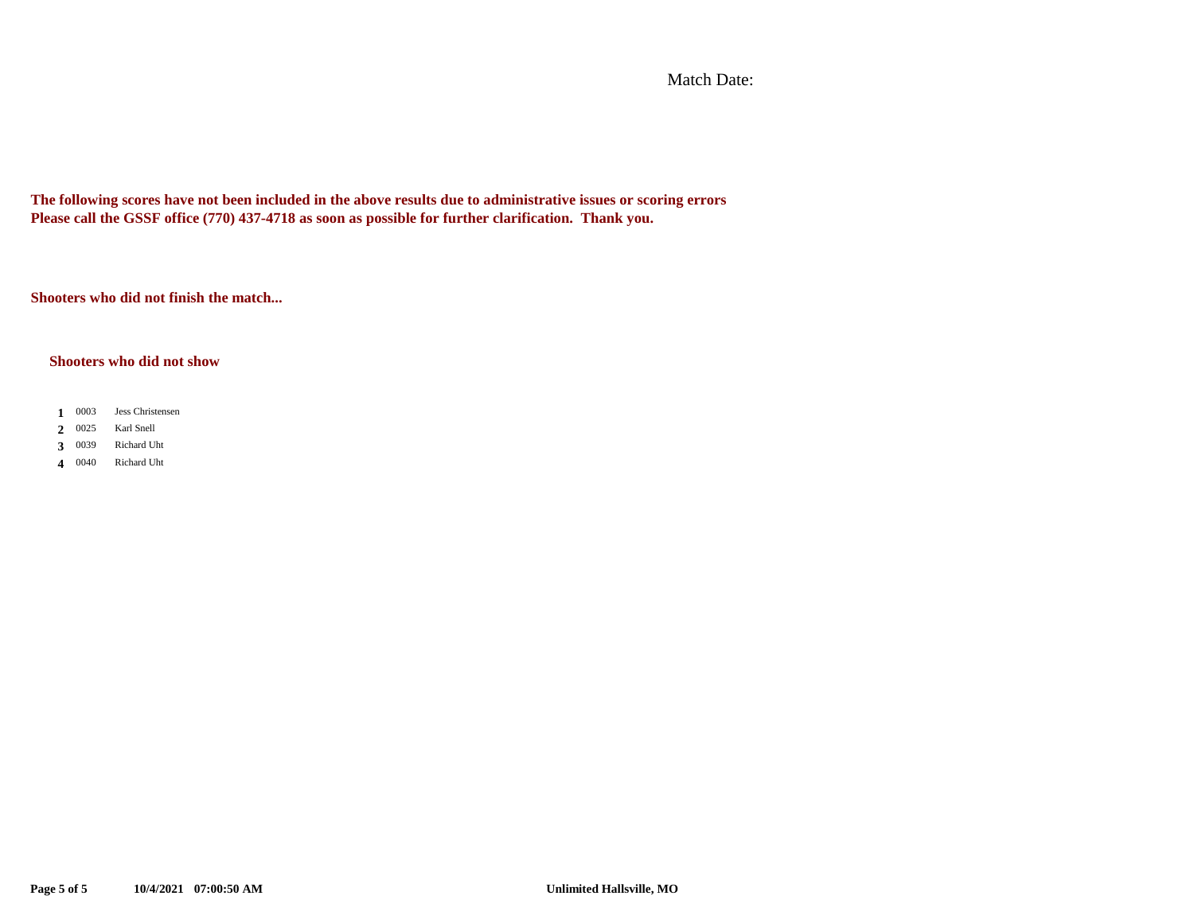Match Date:

**The following scores have not been included in the above results due to administrative issues or scoring errors**
**Please call the GSSF office (770) 437-4718 as soon as possible for further clarification. Thank you.**

**Shooters who did not finish the match...**

**Shooters who did not show**

| | | |
|---|---|---|
| **1** | 0003 | Jess Christensen |
| **2** | 0025 | Karl Snell |
| **3** | 0039 | Richard Uht |
| **4** | 0040 | Richard Uht |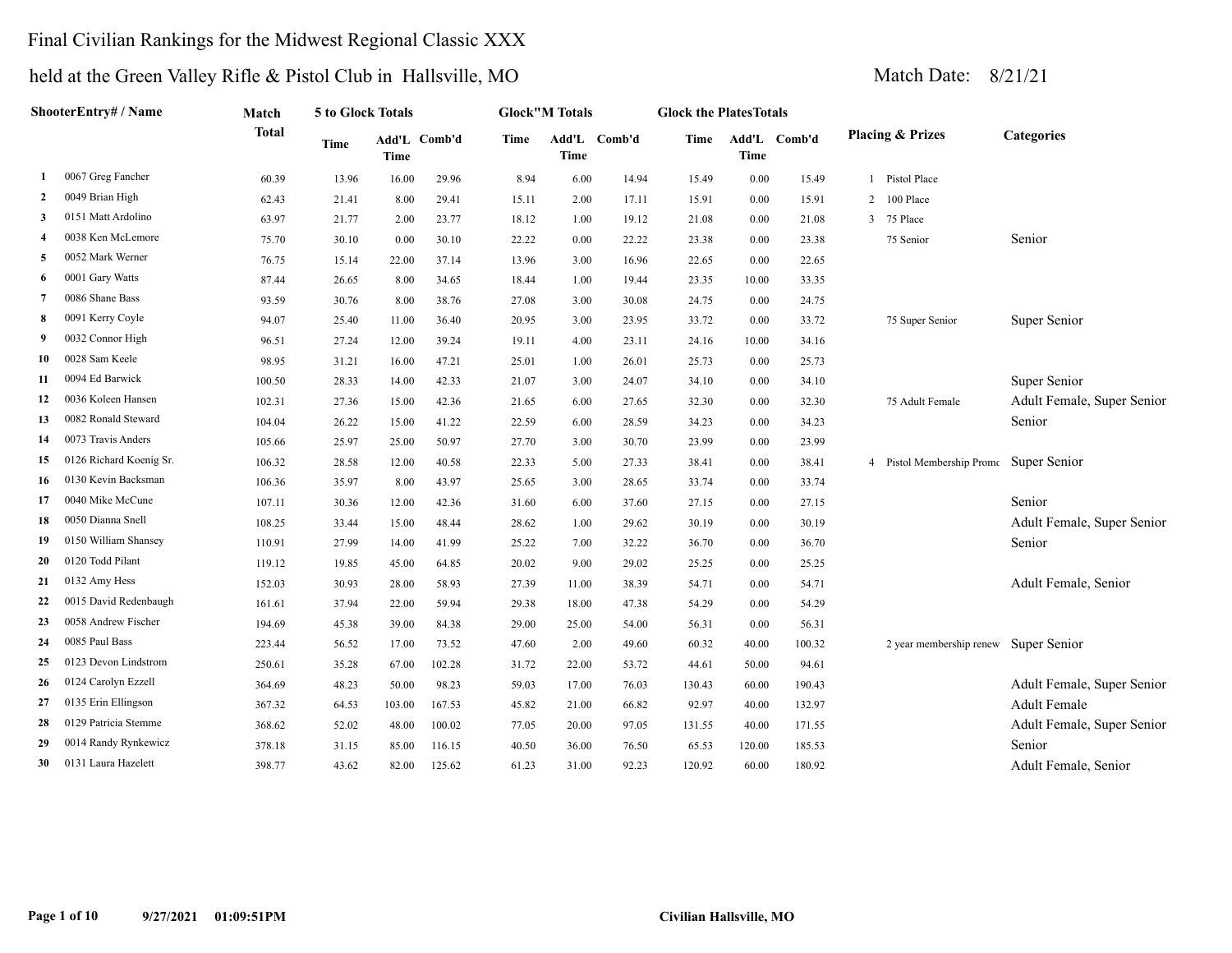# Final Civilian Rankings for the Midwest Regional Classic XXX

## held at the Green Valley Rifle & Pistol Club in Hallsville, MO

Match Date: 8/21/21

| | ShooterEntry# / Name | Match Total | 5 to Glock Totals | | | Glock"M Totals | | | Glock the PlatesTotals | | | Placing & Prizes | Categories |
|---|---|---|---|---|---|---|---|---|---|---|---|---|---|
| | | | Time | Add'L Time | Comb'd | Time | Add'L Time | Comb'd | Time | Add'L Time | Comb'd | | |
| 1 | 0067 Greg Fancher | 60.39 | 13.96 | 16.00 | 29.96 | 8.94 | 6.00 | 14.94 | 15.49 | 0.00 | 15.49 | 1 Pistol Place | |
| 2 | 0049 Brian High | 62.43 | 21.41 | 8.00 | 29.41 | 15.11 | 2.00 | 17.11 | 15.91 | 0.00 | 15.91 | 2 100 Place | |
| 3 | 0151 Matt Ardolino | 63.97 | 21.77 | 2.00 | 23.77 | 18.12 | 1.00 | 19.12 | 21.08 | 0.00 | 21.08 | 3 75 Place | |
| 4 | 0038 Ken McLemore | 75.70 | 30.10 | 0.00 | 30.10 | 22.22 | 0.00 | 22.22 | 23.38 | 0.00 | 23.38 | 75 Senior | Senior |
| 5 | 0052 Mark Werner | 76.75 | 15.14 | 22.00 | 37.14 | 13.96 | 3.00 | 16.96 | 22.65 | 0.00 | 22.65 | | |
| 6 | 0001 Gary Watts | 87.44 | 26.65 | 8.00 | 34.65 | 18.44 | 1.00 | 19.44 | 23.35 | 10.00 | 33.35 | | |
| 7 | 0086 Shane Bass | 93.59 | 30.76 | 8.00 | 38.76 | 27.08 | 3.00 | 30.08 | 24.75 | 0.00 | 24.75 | | |
| 8 | 0091 Kerry Coyle | 94.07 | 25.40 | 11.00 | 36.40 | 20.95 | 3.00 | 23.95 | 33.72 | 0.00 | 33.72 | 75 Super Senior | Super Senior |
| 9 | 0032 Connor High | 96.51 | 27.24 | 12.00 | 39.24 | 19.11 | 4.00 | 23.11 | 24.16 | 10.00 | 34.16 | | |
| 10 | 0028 Sam Keele | 98.95 | 31.21 | 16.00 | 47.21 | 25.01 | 1.00 | 26.01 | 25.73 | 0.00 | 25.73 | | |
| 11 | 0094 Ed Barwick | 100.50 | 28.33 | 14.00 | 42.33 | 21.07 | 3.00 | 24.07 | 34.10 | 0.00 | 34.10 | | Super Senior |
| 12 | 0036 Koleen Hansen | 102.31 | 27.36 | 15.00 | 42.36 | 21.65 | 6.00 | 27.65 | 32.30 | 0.00 | 32.30 | 75 Adult Female | Adult Female, Super Senior |
| 13 | 0082 Ronald Steward | 104.04 | 26.22 | 15.00 | 41.22 | 22.59 | 6.00 | 28.59 | 34.23 | 0.00 | 34.23 | | Senior |
| 14 | 0073 Travis Anders | 105.66 | 25.97 | 25.00 | 50.97 | 27.70 | 3.00 | 30.70 | 23.99 | 0.00 | 23.99 | | |
| 15 | 0126 Richard Koenig Sr. | 106.32 | 28.58 | 12.00 | 40.58 | 22.33 | 5.00 | 27.33 | 38.41 | 0.00 | 38.41 | 4 Pistol Membership Promo | Super Senior |
| 16 | 0130 Kevin Backsman | 106.36 | 35.97 | 8.00 | 43.97 | 25.65 | 3.00 | 28.65 | 33.74 | 0.00 | 33.74 | | |
| 17 | 0040 Mike McCune | 107.11 | 30.36 | 12.00 | 42.36 | 31.60 | 6.00 | 37.60 | 27.15 | 0.00 | 27.15 | | Senior |
| 18 | 0050 Dianna Snell | 108.25 | 33.44 | 15.00 | 48.44 | 28.62 | 1.00 | 29.62 | 30.19 | 0.00 | 30.19 | | Adult Female, Super Senior |
| 19 | 0150 William Shansey | 110.91 | 27.99 | 14.00 | 41.99 | 25.22 | 7.00 | 32.22 | 36.70 | 0.00 | 36.70 | | Senior |
| 20 | 0120 Todd Pilant | 119.12 | 19.85 | 45.00 | 64.85 | 20.02 | 9.00 | 29.02 | 25.25 | 0.00 | 25.25 | | |
| 21 | 0132 Amy Hess | 152.03 | 30.93 | 28.00 | 58.93 | 27.39 | 11.00 | 38.39 | 54.71 | 0.00 | 54.71 | | Adult Female, Senior |
| 22 | 0015 David Redenbaugh | 161.61 | 37.94 | 22.00 | 59.94 | 29.38 | 18.00 | 47.38 | 54.29 | 0.00 | 54.29 | | |
| 23 | 0058 Andrew Fischer | 194.69 | 45.38 | 39.00 | 84.38 | 29.00 | 25.00 | 54.00 | 56.31 | 0.00 | 56.31 | | |
| 24 | 0085 Paul Bass | 223.44 | 56.52 | 17.00 | 73.52 | 47.60 | 2.00 | 49.60 | 60.32 | 40.00 | 100.32 | 2 year membership renew | Super Senior |
| 25 | 0123 Devon Lindstrom | 250.61 | 35.28 | 67.00 | 102.28 | 31.72 | 22.00 | 53.72 | 44.61 | 50.00 | 94.61 | | |
| 26 | 0124 Carolyn Ezzell | 364.69 | 48.23 | 50.00 | 98.23 | 59.03 | 17.00 | 76.03 | 130.43 | 60.00 | 190.43 | | Adult Female, Super Senior |
| 27 | 0135 Erin Ellingson | 367.32 | 64.53 | 103.00 | 167.53 | 45.82 | 21.00 | 66.82 | 92.97 | 40.00 | 132.97 | | Adult Female |
| 28 | 0129 Patricia Stemme | 368.62 | 52.02 | 48.00 | 100.02 | 77.05 | 20.00 | 97.05 | 131.55 | 40.00 | 171.55 | | Adult Female, Super Senior |
| 29 | 0014 Randy Rynkewicz | 378.18 | 31.15 | 85.00 | 116.15 | 40.50 | 36.00 | 76.50 | 65.53 | 120.00 | 185.53 | | Senior |
| 30 | 0131 Laura Hazelett | 398.77 | 43.62 | 82.00 | 125.62 | 61.23 | 31.00 | 92.23 | 120.92 | 60.00 | 180.92 | | Adult Female, Senior |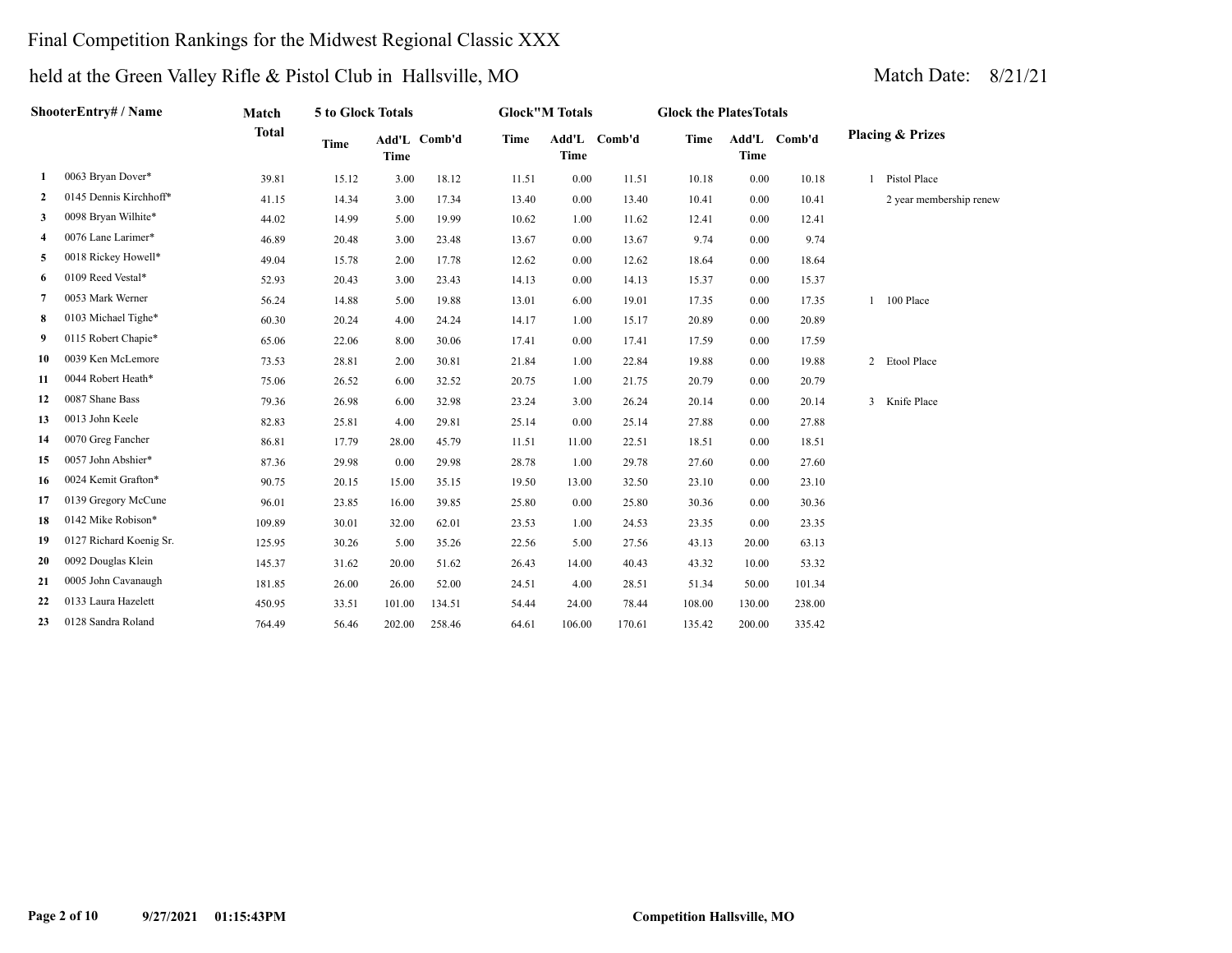Final Competition Rankings for the Midwest Regional Classic XXX

held at the Green Valley Rifle & Pistol Club in Hallsville, MO

Match Date: 8/21/21

| | ShooterEntry# / Name | Match Total | 5 to Glock Totals | | | Glock"M Totals | | | Glock the PlatesTotals | | | Placing & Prizes |
|---|---|---|---|---|---|---|---|---|---|---|---|---|
| | | | Time | Add'L Time | Comb'd | Time | Add'L Time | Comb'd | Time | Add'L Time | Comb'd | |
| 1 | 0063 Bryan Dover* | 39.81 | 15.12 | 3.00 | 18.12 | 11.51 | 0.00 | 11.51 | 10.18 | 0.00 | 10.18 | 1 Pistol Place |
| 2 | 0145 Dennis Kirchhoff* | 41.15 | 14.34 | 3.00 | 17.34 | 13.40 | 0.00 | 13.40 | 10.41 | 0.00 | 10.41 | 2 year membership renew |
| 3 | 0098 Bryan Wilhite* | 44.02 | 14.99 | 5.00 | 19.99 | 10.62 | 1.00 | 11.62 | 12.41 | 0.00 | 12.41 | |
| 4 | 0076 Lane Larimer* | 46.89 | 20.48 | 3.00 | 23.48 | 13.67 | 0.00 | 13.67 | 9.74 | 0.00 | 9.74 | |
| 5 | 0018 Rickey Howell* | 49.04 | 15.78 | 2.00 | 17.78 | 12.62 | 0.00 | 12.62 | 18.64 | 0.00 | 18.64 | |
| 6 | 0109 Reed Vestal* | 52.93 | 20.43 | 3.00 | 23.43 | 14.13 | 0.00 | 14.13 | 15.37 | 0.00 | 15.37 | |
| 7 | 0053 Mark Werner | 56.24 | 14.88 | 5.00 | 19.88 | 13.01 | 6.00 | 19.01 | 17.35 | 0.00 | 17.35 | 1 100 Place |
| 8 | 0103 Michael Tighe* | 60.30 | 20.24 | 4.00 | 24.24 | 14.17 | 1.00 | 15.17 | 20.89 | 0.00 | 20.89 | |
| 9 | 0115 Robert Chapie* | 65.06 | 22.06 | 8.00 | 30.06 | 17.41 | 0.00 | 17.41 | 17.59 | 0.00 | 17.59 | |
| 10 | 0039 Ken McLemore | 73.53 | 28.81 | 2.00 | 30.81 | 21.84 | 1.00 | 22.84 | 19.88 | 0.00 | 19.88 | 2 Etool Place |
| 11 | 0044 Robert Heath* | 75.06 | 26.52 | 6.00 | 32.52 | 20.75 | 1.00 | 21.75 | 20.79 | 0.00 | 20.79 | |
| 12 | 0087 Shane Bass | 79.36 | 26.98 | 6.00 | 32.98 | 23.24 | 3.00 | 26.24 | 20.14 | 0.00 | 20.14 | 3 Knife Place |
| 13 | 0013 John Keele | 82.83 | 25.81 | 4.00 | 29.81 | 25.14 | 0.00 | 25.14 | 27.88 | 0.00 | 27.88 | |
| 14 | 0070 Greg Fancher | 86.81 | 17.79 | 28.00 | 45.79 | 11.51 | 11.00 | 22.51 | 18.51 | 0.00 | 18.51 | |
| 15 | 0057 John Abshier* | 87.36 | 29.98 | 0.00 | 29.98 | 28.78 | 1.00 | 29.78 | 27.60 | 0.00 | 27.60 | |
| 16 | 0024 Kemit Grafton* | 90.75 | 20.15 | 15.00 | 35.15 | 19.50 | 13.00 | 32.50 | 23.10 | 0.00 | 23.10 | |
| 17 | 0139 Gregory McCune | 96.01 | 23.85 | 16.00 | 39.85 | 25.80 | 0.00 | 25.80 | 30.36 | 0.00 | 30.36 | |
| 18 | 0142 Mike Robison* | 109.89 | 30.01 | 32.00 | 62.01 | 23.53 | 1.00 | 24.53 | 23.35 | 0.00 | 23.35 | |
| 19 | 0127 Richard Koenig Sr. | 125.95 | 30.26 | 5.00 | 35.26 | 22.56 | 5.00 | 27.56 | 43.13 | 20.00 | 63.13 | |
| 20 | 0092 Douglas Klein | 145.37 | 31.62 | 20.00 | 51.62 | 26.43 | 14.00 | 40.43 | 43.32 | 10.00 | 53.32 | |
| 21 | 0005 John Cavanaugh | 181.85 | 26.00 | 26.00 | 52.00 | 24.51 | 4.00 | 28.51 | 51.34 | 50.00 | 101.34 | |
| 22 | 0133 Laura Hazelett | 450.95 | 33.51 | 101.00 | 134.51 | 54.44 | 24.00 | 78.44 | 108.00 | 130.00 | 238.00 | |
| 23 | 0128 Sandra Roland | 764.49 | 56.46 | 202.00 | 258.46 | 64.61 | 106.00 | 170.61 | 135.42 | 200.00 | 335.42 | |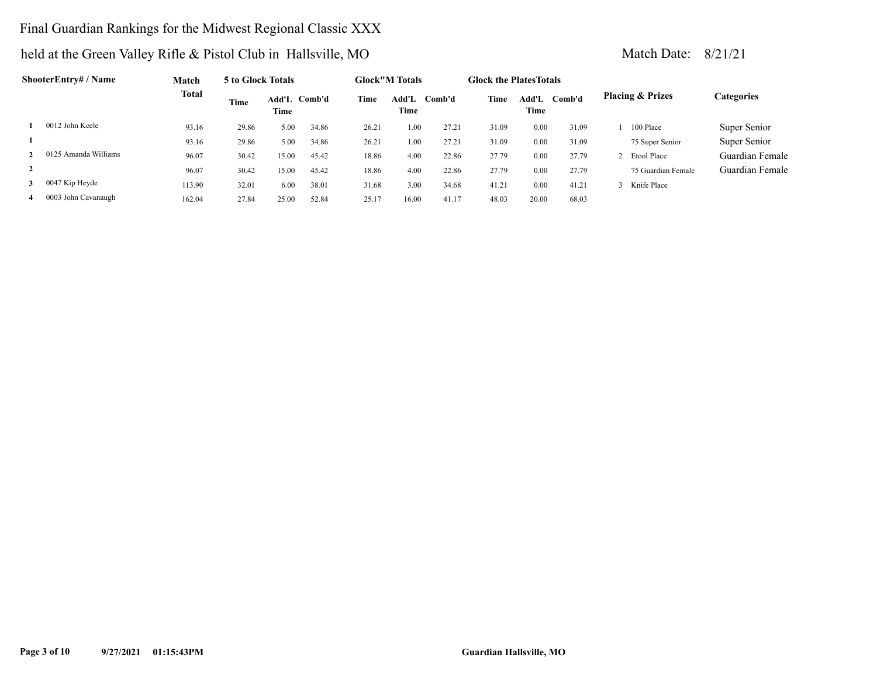# Final Guardian Rankings for the Midwest Regional Classic XXX

held at the Green Valley Rifle & Pistol Club in Hallsville, MO

Match Date: 8/21/21

| | ShooterEntry# / Name | Match Total | 5 to Glock Totals | | | Glock"M Totals | | | Glock the PlatesTotals | | | Placing & Prizes | Categories |
|---|---|---|---|---|---|---|---|---|---|---|---|---|---|
| | | | Time | Add'L Time | Comb'd | Time | Add'L Time | Comb'd | Time | Add'L Time | Comb'd | | |
| 1 | 0012 John Keele | 93.16 | 29.86 | 5.00 | 34.86 | 26.21 | 1.00 | 27.21 | 31.09 | 0.00 | 31.09 | 1 100 Place | Super Senior |
| 1 | | 93.16 | 29.86 | 5.00 | 34.86 | 26.21 | 1.00 | 27.21 | 31.09 | 0.00 | 31.09 | 75 Super Senior | Super Senior |
| 2 | 0125 Amanda Williams | 96.07 | 30.42 | 15.00 | 45.42 | 18.86 | 4.00 | 22.86 | 27.79 | 0.00 | 27.79 | 2 Etool Place | Guardian Female |
| 2 | | 96.07 | 30.42 | 15.00 | 45.42 | 18.86 | 4.00 | 22.86 | 27.79 | 0.00 | 27.79 | 75 Guardian Female | Guardian Female |
| 3 | 0047 Kip Heyde | 113.90 | 32.01 | 6.00 | 38.01 | 31.68 | 3.00 | 34.68 | 41.21 | 0.00 | 41.21 | 3 Knife Place | |
| 4 | 0003 John Cavanaugh | 162.04 | 27.84 | 25.00 | 52.84 | 25.17 | 16.00 | 41.17 | 48.03 | 20.00 | 68.03 | | |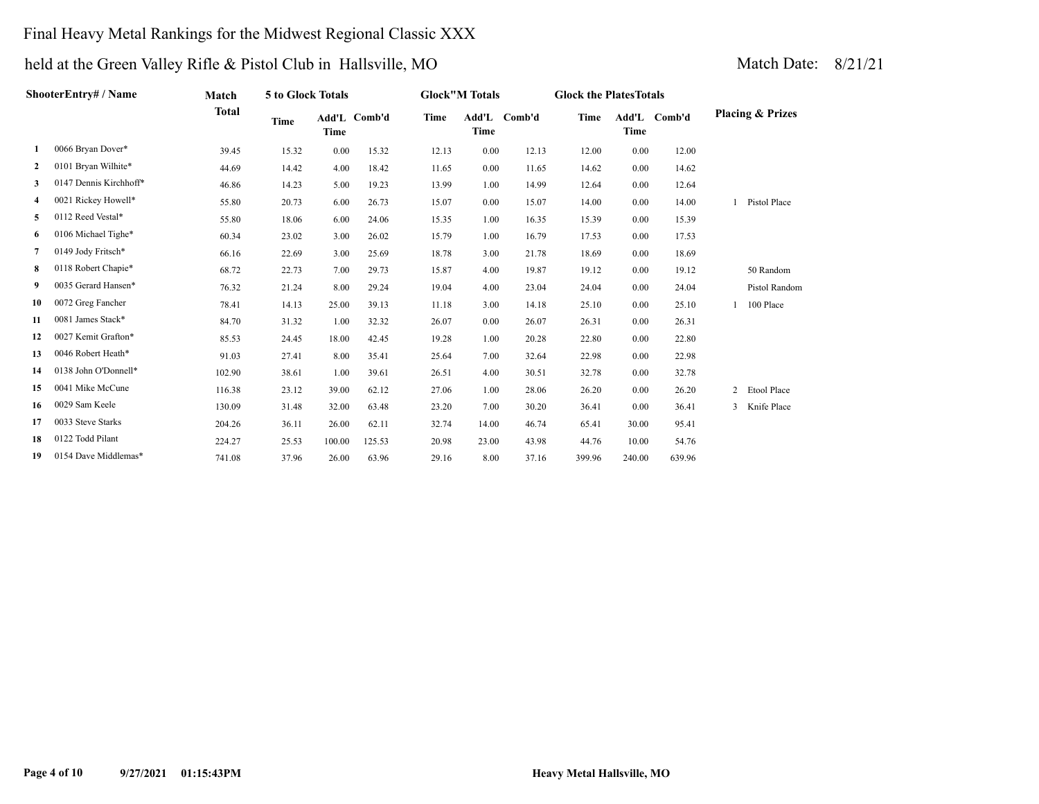# Final Heavy Metal Rankings for the Midwest Regional Classic XXX

## held at the Green Valley Rifle & Pistol Club in Hallsville, MO

Match Date: 8/21/21

| | ShooterEntry# / Name | Match Total | 5 to Glock Totals | | | Glock"M Totals | | | Glock the PlatesTotals | | | Placing & Prizes | |
|---|---|---|---|---|---|---|---|---|---|---|---|---|---|
| | | | Time | Add'L Time | Comb'd | Time | Add'L Time | Comb'd | Time | Add'L Time | Comb'd | | |
| 1 | 0066 Bryan Dover* | 39.45 | 15.32 | 0.00 | 15.32 | 12.13 | 0.00 | 12.13 | 12.00 | 0.00 | 12.00 | | |
| 2 | 0101 Bryan Wilhite* | 44.69 | 14.42 | 4.00 | 18.42 | 11.65 | 0.00 | 11.65 | 14.62 | 0.00 | 14.62 | | |
| 3 | 0147 Dennis Kirchhoff* | 46.86 | 14.23 | 5.00 | 19.23 | 13.99 | 1.00 | 14.99 | 12.64 | 0.00 | 12.64 | | |
| 4 | 0021 Rickey Howell* | 55.80 | 20.73 | 6.00 | 26.73 | 15.07 | 0.00 | 15.07 | 14.00 | 0.00 | 14.00 | 1 | Pistol Place |
| 5 | 0112 Reed Vestal* | 55.80 | 18.06 | 6.00 | 24.06 | 15.35 | 1.00 | 16.35 | 15.39 | 0.00 | 15.39 | | |
| 6 | 0106 Michael Tighe* | 60.34 | 23.02 | 3.00 | 26.02 | 15.79 | 1.00 | 16.79 | 17.53 | 0.00 | 17.53 | | |
| 7 | 0149 Jody Fritsch* | 66.16 | 22.69 | 3.00 | 25.69 | 18.78 | 3.00 | 21.78 | 18.69 | 0.00 | 18.69 | | |
| 8 | 0118 Robert Chapie* | 68.72 | 22.73 | 7.00 | 29.73 | 15.87 | 4.00 | 19.87 | 19.12 | 0.00 | 19.12 | | 50 Random |
| 9 | 0035 Gerard Hansen* | 76.32 | 21.24 | 8.00 | 29.24 | 19.04 | 4.00 | 23.04 | 24.04 | 0.00 | 24.04 | | Pistol Random |
| 10 | 0072 Greg Fancher | 78.41 | 14.13 | 25.00 | 39.13 | 11.18 | 3.00 | 14.18 | 25.10 | 0.00 | 25.10 | 1 | 100 Place |
| 11 | 0081 James Stack* | 84.70 | 31.32 | 1.00 | 32.32 | 26.07 | 0.00 | 26.07 | 26.31 | 0.00 | 26.31 | | |
| 12 | 0027 Kemit Grafton* | 85.53 | 24.45 | 18.00 | 42.45 | 19.28 | 1.00 | 20.28 | 22.80 | 0.00 | 22.80 | | |
| 13 | 0046 Robert Heath* | 91.03 | 27.41 | 8.00 | 35.41 | 25.64 | 7.00 | 32.64 | 22.98 | 0.00 | 22.98 | | |
| 14 | 0138 John O'Donnell* | 102.90 | 38.61 | 1.00 | 39.61 | 26.51 | 4.00 | 30.51 | 32.78 | 0.00 | 32.78 | | |
| 15 | 0041 Mike McCune | 116.38 | 23.12 | 39.00 | 62.12 | 27.06 | 1.00 | 28.06 | 26.20 | 0.00 | 26.20 | 2 | Etool Place |
| 16 | 0029 Sam Keele | 130.09 | 31.48 | 32.00 | 63.48 | 23.20 | 7.00 | 30.20 | 36.41 | 0.00 | 36.41 | 3 | Knife Place |
| 17 | 0033 Steve Starks | 204.26 | 36.11 | 26.00 | 62.11 | 32.74 | 14.00 | 46.74 | 65.41 | 30.00 | 95.41 | | |
| 18 | 0122 Todd Pilant | 224.27 | 25.53 | 100.00 | 125.53 | 20.98 | 23.00 | 43.98 | 44.76 | 10.00 | 54.76 | | |
| 19 | 0154 Dave Middlemas* | 741.08 | 37.96 | 26.00 | 63.96 | 29.16 | 8.00 | 37.16 | 399.96 | 240.00 | 639.96 | | |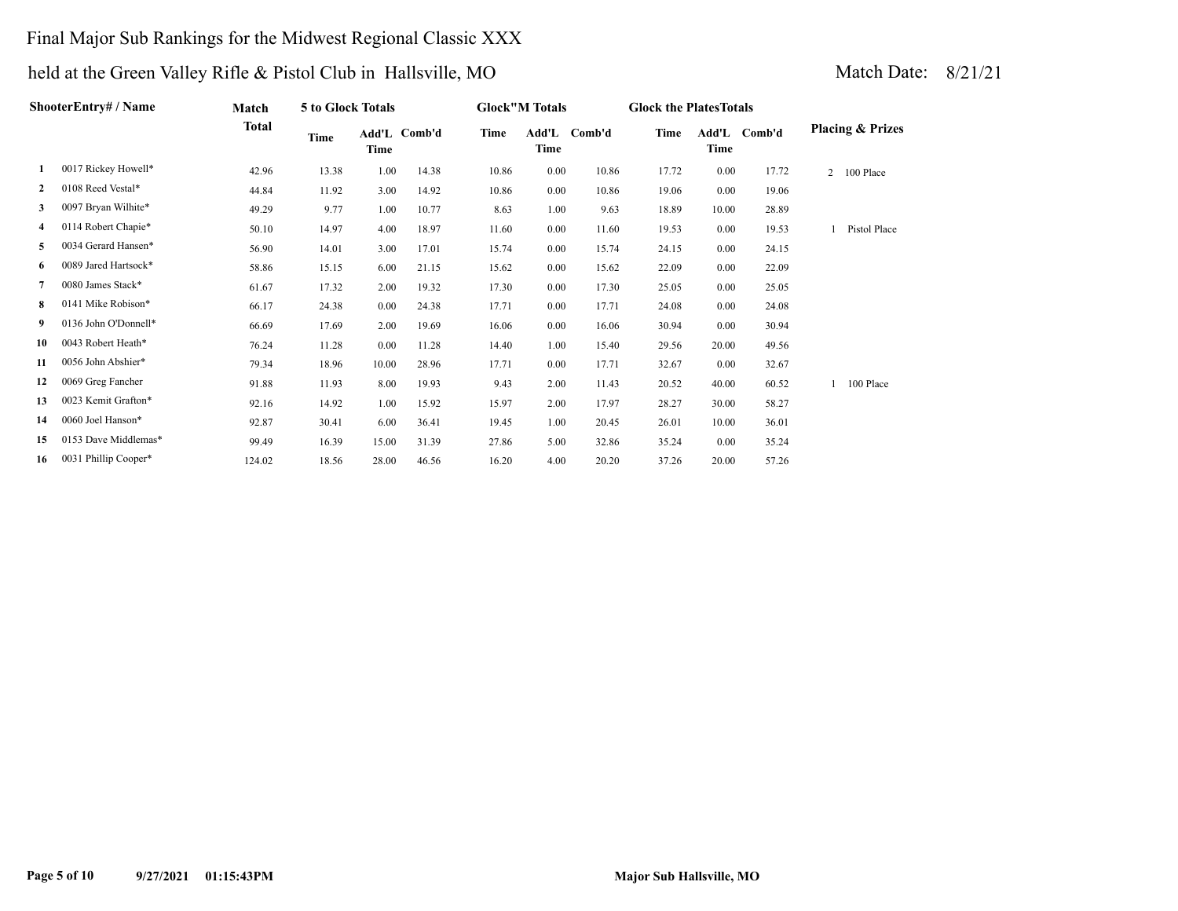Final Major Sub Rankings for the Midwest Regional Classic XXX

held at the Green Valley Rifle & Pistol Club in Hallsville, MO

Match Date: 8/21/21

| | ShooterEntry# / Name | Match Total | 5 to Glock Totals | | | Glock"M Totals | | | Glock the PlatesTotals | | | Placing & Prizes |
|---|---|---|---|---|---|---|---|---|---|---|---|---|
| | | | Time | Add'L Time | Comb'd | Time | Add'L Time | Comb'd | Time | Add'L Time | Comb'd | |
| 1 | 0017 Rickey Howell* | 42.96 | 13.38 | 1.00 | 14.38 | 10.86 | 0.00 | 10.86 | 17.72 | 0.00 | 17.72 | 2 100 Place |
| 2 | 0108 Reed Vestal* | 44.84 | 11.92 | 3.00 | 14.92 | 10.86 | 0.00 | 10.86 | 19.06 | 0.00 | 19.06 | |
| 3 | 0097 Bryan Wilhite* | 49.29 | 9.77 | 1.00 | 10.77 | 8.63 | 1.00 | 9.63 | 18.89 | 10.00 | 28.89 | |
| 4 | 0114 Robert Chapie* | 50.10 | 14.97 | 4.00 | 18.97 | 11.60 | 0.00 | 11.60 | 19.53 | 0.00 | 19.53 | 1 Pistol Place |
| 5 | 0034 Gerard Hansen* | 56.90 | 14.01 | 3.00 | 17.01 | 15.74 | 0.00 | 15.74 | 24.15 | 0.00 | 24.15 | |
| 6 | 0089 Jared Hartsock* | 58.86 | 15.15 | 6.00 | 21.15 | 15.62 | 0.00 | 15.62 | 22.09 | 0.00 | 22.09 | |
| 7 | 0080 James Stack* | 61.67 | 17.32 | 2.00 | 19.32 | 17.30 | 0.00 | 17.30 | 25.05 | 0.00 | 25.05 | |
| 8 | 0141 Mike Robison* | 66.17 | 24.38 | 0.00 | 24.38 | 17.71 | 0.00 | 17.71 | 24.08 | 0.00 | 24.08 | |
| 9 | 0136 John O'Donnell* | 66.69 | 17.69 | 2.00 | 19.69 | 16.06 | 0.00 | 16.06 | 30.94 | 0.00 | 30.94 | |
| 10 | 0043 Robert Heath* | 76.24 | 11.28 | 0.00 | 11.28 | 14.40 | 1.00 | 15.40 | 29.56 | 20.00 | 49.56 | |
| 11 | 0056 John Abshier* | 79.34 | 18.96 | 10.00 | 28.96 | 17.71 | 0.00 | 17.71 | 32.67 | 0.00 | 32.67 | |
| 12 | 0069 Greg Fancher | 91.88 | 11.93 | 8.00 | 19.93 | 9.43 | 2.00 | 11.43 | 20.52 | 40.00 | 60.52 | 1 100 Place |
| 13 | 0023 Kemit Grafton* | 92.16 | 14.92 | 1.00 | 15.92 | 15.97 | 2.00 | 17.97 | 28.27 | 30.00 | 58.27 | |
| 14 | 0060 Joel Hanson* | 92.87 | 30.41 | 6.00 | 36.41 | 19.45 | 1.00 | 20.45 | 26.01 | 10.00 | 36.01 | |
| 15 | 0153 Dave Middlemas* | 99.49 | 16.39 | 15.00 | 31.39 | 27.86 | 5.00 | 32.86 | 35.24 | 0.00 | 35.24 | |
| 16 | 0031 Phillip Cooper* | 124.02 | 18.56 | 28.00 | 46.56 | 16.20 | 4.00 | 20.20 | 37.26 | 20.00 | 57.26 | |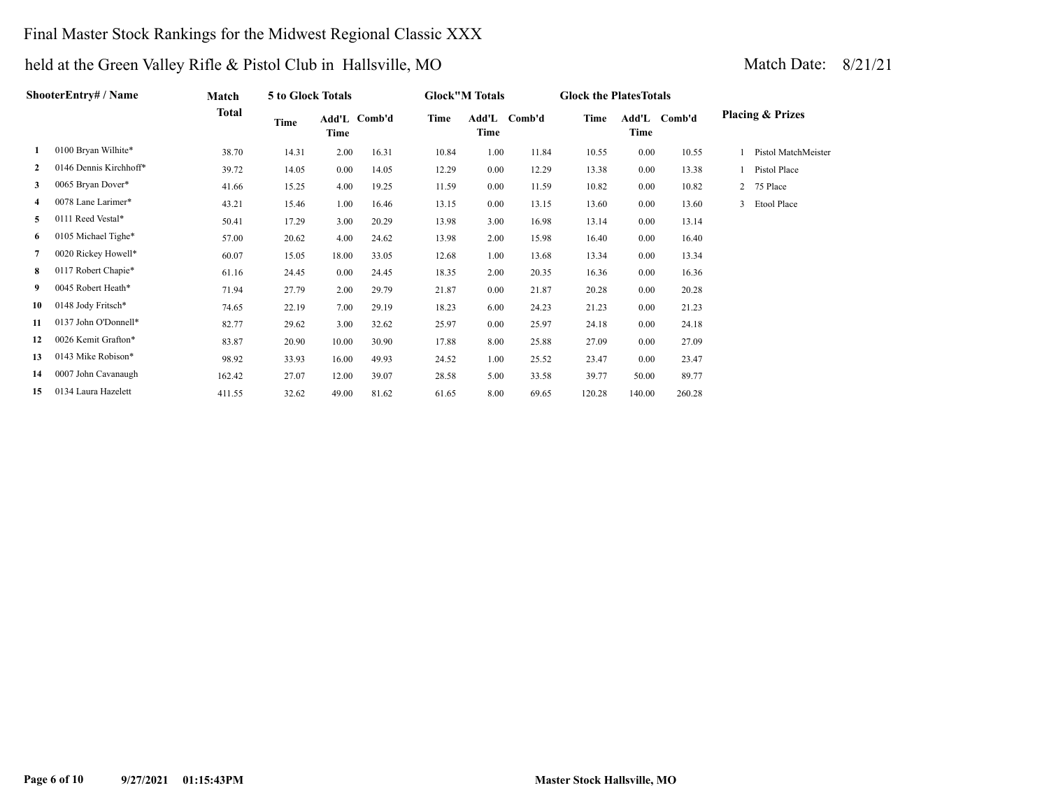# Final Master Stock Rankings for the Midwest Regional Classic XXX

## held at the Green Valley Rifle & Pistol Club in Hallsville, MO

Match Date: 8/21/21

| | ShooterEntry# / Name | Match Total | 5 to Glock Totals | | | Glock"M Totals | | | Glock the PlatesTotals | | | Placing & Prizes |
|---|---|---|---|---|---|---|---|---|---|---|---|---|
| | | | Time | Add'L Time | Comb'd | Time | Add'L Time | Comb'd | Time | Add'L Time | Comb'd | |
| 1 | 0100 Bryan Wilhite* | 38.70 | 14.31 | 2.00 | 16.31 | 10.84 | 1.00 | 11.84 | 10.55 | 0.00 | 10.55 | 1 Pistol MatchMeister |
| 2 | 0146 Dennis Kirchhoff* | 39.72 | 14.05 | 0.00 | 14.05 | 12.29 | 0.00 | 12.29 | 13.38 | 0.00 | 13.38 | 1 Pistol Place |
| 3 | 0065 Bryan Dover* | 41.66 | 15.25 | 4.00 | 19.25 | 11.59 | 0.00 | 11.59 | 10.82 | 0.00 | 10.82 | 2 75 Place |
| 4 | 0078 Lane Larimer* | 43.21 | 15.46 | 1.00 | 16.46 | 13.15 | 0.00 | 13.15 | 13.60 | 0.00 | 13.60 | 3 Etool Place |
| 5 | 0111 Reed Vestal* | 50.41 | 17.29 | 3.00 | 20.29 | 13.98 | 3.00 | 16.98 | 13.14 | 0.00 | 13.14 | |
| 6 | 0105 Michael Tighe* | 57.00 | 20.62 | 4.00 | 24.62 | 13.98 | 2.00 | 15.98 | 16.40 | 0.00 | 16.40 | |
| 7 | 0020 Rickey Howell* | 60.07 | 15.05 | 18.00 | 33.05 | 12.68 | 1.00 | 13.68 | 13.34 | 0.00 | 13.34 | |
| 8 | 0117 Robert Chapie* | 61.16 | 24.45 | 0.00 | 24.45 | 18.35 | 2.00 | 20.35 | 16.36 | 0.00 | 16.36 | |
| 9 | 0045 Robert Heath* | 71.94 | 27.79 | 2.00 | 29.79 | 21.87 | 0.00 | 21.87 | 20.28 | 0.00 | 20.28 | |
| 10 | 0148 Jody Fritsch* | 74.65 | 22.19 | 7.00 | 29.19 | 18.23 | 6.00 | 24.23 | 21.23 | 0.00 | 21.23 | |
| 11 | 0137 John O'Donnell* | 82.77 | 29.62 | 3.00 | 32.62 | 25.97 | 0.00 | 25.97 | 24.18 | 0.00 | 24.18 | |
| 12 | 0026 Kemit Grafton* | 83.87 | 20.90 | 10.00 | 30.90 | 17.88 | 8.00 | 25.88 | 27.09 | 0.00 | 27.09 | |
| 13 | 0143 Mike Robison* | 98.92 | 33.93 | 16.00 | 49.93 | 24.52 | 1.00 | 25.52 | 23.47 | 0.00 | 23.47 | |
| 14 | 0007 John Cavanaugh | 162.42 | 27.07 | 12.00 | 39.07 | 28.58 | 5.00 | 33.58 | 39.77 | 50.00 | 89.77 | |
| 15 | 0134 Laura Hazelett | 411.55 | 32.62 | 49.00 | 81.62 | 61.65 | 8.00 | 69.65 | 120.28 | 140.00 | 260.28 | |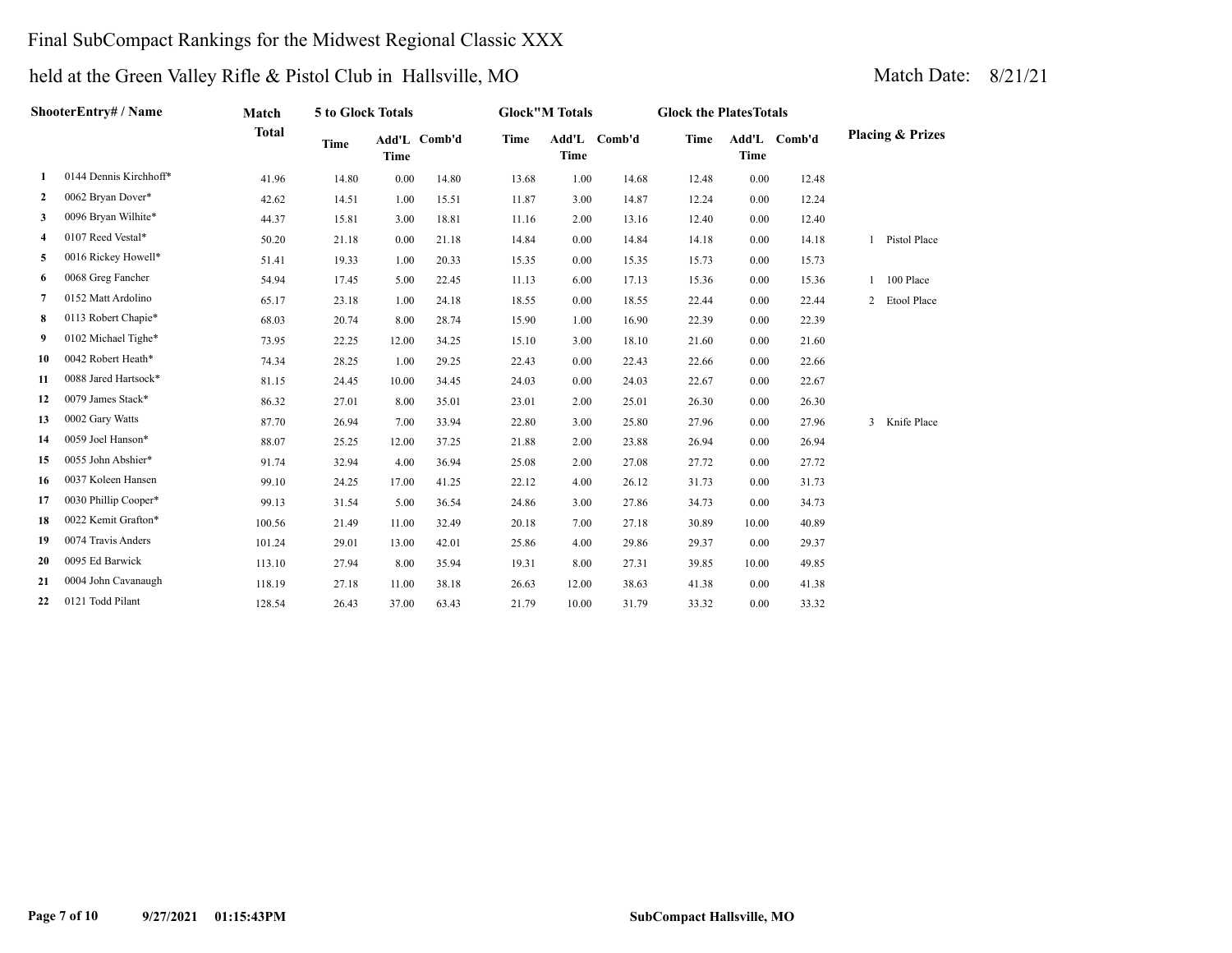# Final SubCompact Rankings for the Midwest Regional Classic XXX

## held at the Green Valley Rifle & Pistol Club in Hallsville, MO

Match Date: 8/21/21

| | ShooterEntry# / Name | Match Total | 5 to Glock Totals | | | Glock"M Totals | | | Glock the PlatesTotals | | | Placing & Prizes |
|---|---|---|---|---|---|---|---|---|---|---|---|---|
| | | | Time | Add'L Time | Comb'd | Time | Add'L Time | Comb'd | Time | Add'L Time | Comb'd | |
| 1 | 0144 Dennis Kirchhoff* | 41.96 | 14.80 | 0.00 | 14.80 | 13.68 | 1.00 | 14.68 | 12.48 | 0.00 | 12.48 | |
| 2 | 0062 Bryan Dover* | 42.62 | 14.51 | 1.00 | 15.51 | 11.87 | 3.00 | 14.87 | 12.24 | 0.00 | 12.24 | |
| 3 | 0096 Bryan Wilhite* | 44.37 | 15.81 | 3.00 | 18.81 | 11.16 | 2.00 | 13.16 | 12.40 | 0.00 | 12.40 | |
| 4 | 0107 Reed Vestal* | 50.20 | 21.18 | 0.00 | 21.18 | 14.84 | 0.00 | 14.84 | 14.18 | 0.00 | 14.18 | 1 Pistol Place |
| 5 | 0016 Rickey Howell* | 51.41 | 19.33 | 1.00 | 20.33 | 15.35 | 0.00 | 15.35 | 15.73 | 0.00 | 15.73 | |
| 6 | 0068 Greg Fancher | 54.94 | 17.45 | 5.00 | 22.45 | 11.13 | 6.00 | 17.13 | 15.36 | 0.00 | 15.36 | 1 100 Place |
| 7 | 0152 Matt Ardolino | 65.17 | 23.18 | 1.00 | 24.18 | 18.55 | 0.00 | 18.55 | 22.44 | 0.00 | 22.44 | 2 Etool Place |
| 8 | 0113 Robert Chapie* | 68.03 | 20.74 | 8.00 | 28.74 | 15.90 | 1.00 | 16.90 | 22.39 | 0.00 | 22.39 | |
| 9 | 0102 Michael Tighe* | 73.95 | 22.25 | 12.00 | 34.25 | 15.10 | 3.00 | 18.10 | 21.60 | 0.00 | 21.60 | |
| 10 | 0042 Robert Heath* | 74.34 | 28.25 | 1.00 | 29.25 | 22.43 | 0.00 | 22.43 | 22.66 | 0.00 | 22.66 | |
| 11 | 0088 Jared Hartsock* | 81.15 | 24.45 | 10.00 | 34.45 | 24.03 | 0.00 | 24.03 | 22.67 | 0.00 | 22.67 | |
| 12 | 0079 James Stack* | 86.32 | 27.01 | 8.00 | 35.01 | 23.01 | 2.00 | 25.01 | 26.30 | 0.00 | 26.30 | |
| 13 | 0002 Gary Watts | 87.70 | 26.94 | 7.00 | 33.94 | 22.80 | 3.00 | 25.80 | 27.96 | 0.00 | 27.96 | 3 Knife Place |
| 14 | 0059 Joel Hanson* | 88.07 | 25.25 | 12.00 | 37.25 | 21.88 | 2.00 | 23.88 | 26.94 | 0.00 | 26.94 | |
| 15 | 0055 John Abshier* | 91.74 | 32.94 | 4.00 | 36.94 | 25.08 | 2.00 | 27.08 | 27.72 | 0.00 | 27.72 | |
| 16 | 0037 Koleen Hansen | 99.10 | 24.25 | 17.00 | 41.25 | 22.12 | 4.00 | 26.12 | 31.73 | 0.00 | 31.73 | |
| 17 | 0030 Phillip Cooper* | 99.13 | 31.54 | 5.00 | 36.54 | 24.86 | 3.00 | 27.86 | 34.73 | 0.00 | 34.73 | |
| 18 | 0022 Kemit Grafton* | 100.56 | 21.49 | 11.00 | 32.49 | 20.18 | 7.00 | 27.18 | 30.89 | 10.00 | 40.89 | |
| 19 | 0074 Travis Anders | 101.24 | 29.01 | 13.00 | 42.01 | 25.86 | 4.00 | 29.86 | 29.37 | 0.00 | 29.37 | |
| 20 | 0095 Ed Barwick | 113.10 | 27.94 | 8.00 | 35.94 | 19.31 | 8.00 | 27.31 | 39.85 | 10.00 | 49.85 | |
| 21 | 0004 John Cavanaugh | 118.19 | 27.18 | 11.00 | 38.18 | 26.63 | 12.00 | 38.63 | 41.38 | 0.00 | 41.38 | |
| 22 | 0121 Todd Pilant | 128.54 | 26.43 | 37.00 | 63.43 | 21.79 | 10.00 | 31.79 | 33.32 | 0.00 | 33.32 | |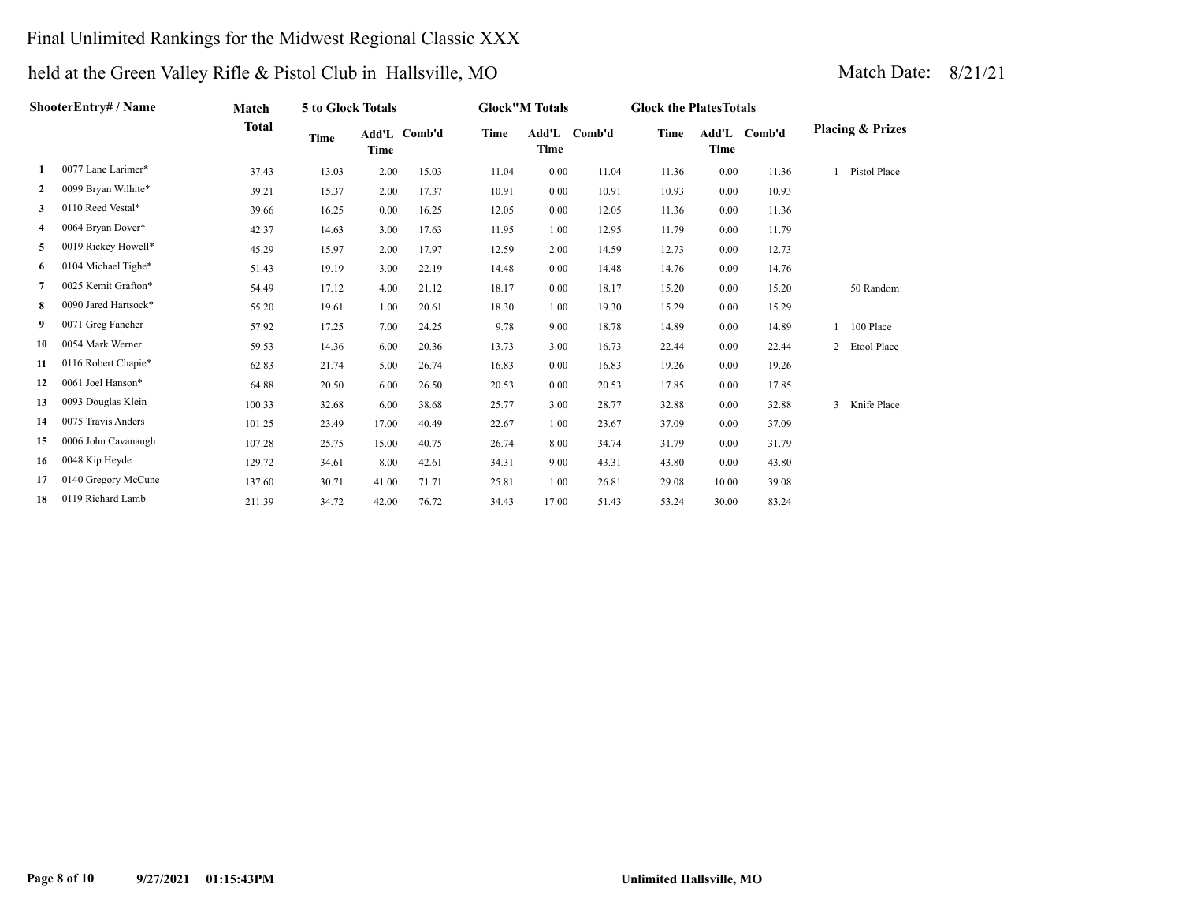Final Unlimited Rankings for the Midwest Regional Classic XXX

held at the Green Valley Rifle & Pistol Club in Hallsville, MO

Match Date: 8/21/21

| | ShooterEntry# / Name | Match Total | 5 to Glock Totals | | | Glock"M Totals | | | Glock the PlatesTotals | | | Placing & Prizes | |
|---|---|---|---|---|---|---|---|---|---|---|---|---|---|
| | | | Time | Add'L Time | Comb'd | Time | Add'L Time | Comb'd | Time | Add'L Time | Comb'd | | |
| 1 | 0077 Lane Larimer* | 37.43 | 13.03 | 2.00 | 15.03 | 11.04 | 0.00 | 11.04 | 11.36 | 0.00 | 11.36 | 1 | Pistol Place |
| 2 | 0099 Bryan Wilhite* | 39.21 | 15.37 | 2.00 | 17.37 | 10.91 | 0.00 | 10.91 | 10.93 | 0.00 | 10.93 | | |
| 3 | 0110 Reed Vestal* | 39.66 | 16.25 | 0.00 | 16.25 | 12.05 | 0.00 | 12.05 | 11.36 | 0.00 | 11.36 | | |
| 4 | 0064 Bryan Dover* | 42.37 | 14.63 | 3.00 | 17.63 | 11.95 | 1.00 | 12.95 | 11.79 | 0.00 | 11.79 | | |
| 5 | 0019 Rickey Howell* | 45.29 | 15.97 | 2.00 | 17.97 | 12.59 | 2.00 | 14.59 | 12.73 | 0.00 | 12.73 | | |
| 6 | 0104 Michael Tighe* | 51.43 | 19.19 | 3.00 | 22.19 | 14.48 | 0.00 | 14.48 | 14.76 | 0.00 | 14.76 | | |
| 7 | 0025 Kemit Grafton* | 54.49 | 17.12 | 4.00 | 21.12 | 18.17 | 0.00 | 18.17 | 15.20 | 0.00 | 15.20 | | 50 Random |
| 8 | 0090 Jared Hartsock* | 55.20 | 19.61 | 1.00 | 20.61 | 18.30 | 1.00 | 19.30 | 15.29 | 0.00 | 15.29 | | |
| 9 | 0071 Greg Fancher | 57.92 | 17.25 | 7.00 | 24.25 | 9.78 | 9.00 | 18.78 | 14.89 | 0.00 | 14.89 | 1 | 100 Place |
| 10 | 0054 Mark Werner | 59.53 | 14.36 | 6.00 | 20.36 | 13.73 | 3.00 | 16.73 | 22.44 | 0.00 | 22.44 | 2 | Etool Place |
| 11 | 0116 Robert Chapie* | 62.83 | 21.74 | 5.00 | 26.74 | 16.83 | 0.00 | 16.83 | 19.26 | 0.00 | 19.26 | | |
| 12 | 0061 Joel Hanson* | 64.88 | 20.50 | 6.00 | 26.50 | 20.53 | 0.00 | 20.53 | 17.85 | 0.00 | 17.85 | | |
| 13 | 0093 Douglas Klein | 100.33 | 32.68 | 6.00 | 38.68 | 25.77 | 3.00 | 28.77 | 32.88 | 0.00 | 32.88 | 3 | Knife Place |
| 14 | 0075 Travis Anders | 101.25 | 23.49 | 17.00 | 40.49 | 22.67 | 1.00 | 23.67 | 37.09 | 0.00 | 37.09 | | |
| 15 | 0006 John Cavanaugh | 107.28 | 25.75 | 15.00 | 40.75 | 26.74 | 8.00 | 34.74 | 31.79 | 0.00 | 31.79 | | |
| 16 | 0048 Kip Heyde | 129.72 | 34.61 | 8.00 | 42.61 | 34.31 | 9.00 | 43.31 | 43.80 | 0.00 | 43.80 | | |
| 17 | 0140 Gregory McCune | 137.60 | 30.71 | 41.00 | 71.71 | 25.81 | 1.00 | 26.81 | 29.08 | 10.00 | 39.08 | | |
| 18 | 0119 Richard Lamb | 211.39 | 34.72 | 42.00 | 76.72 | 34.43 | 17.00 | 51.43 | 53.24 | 30.00 | 83.24 | | |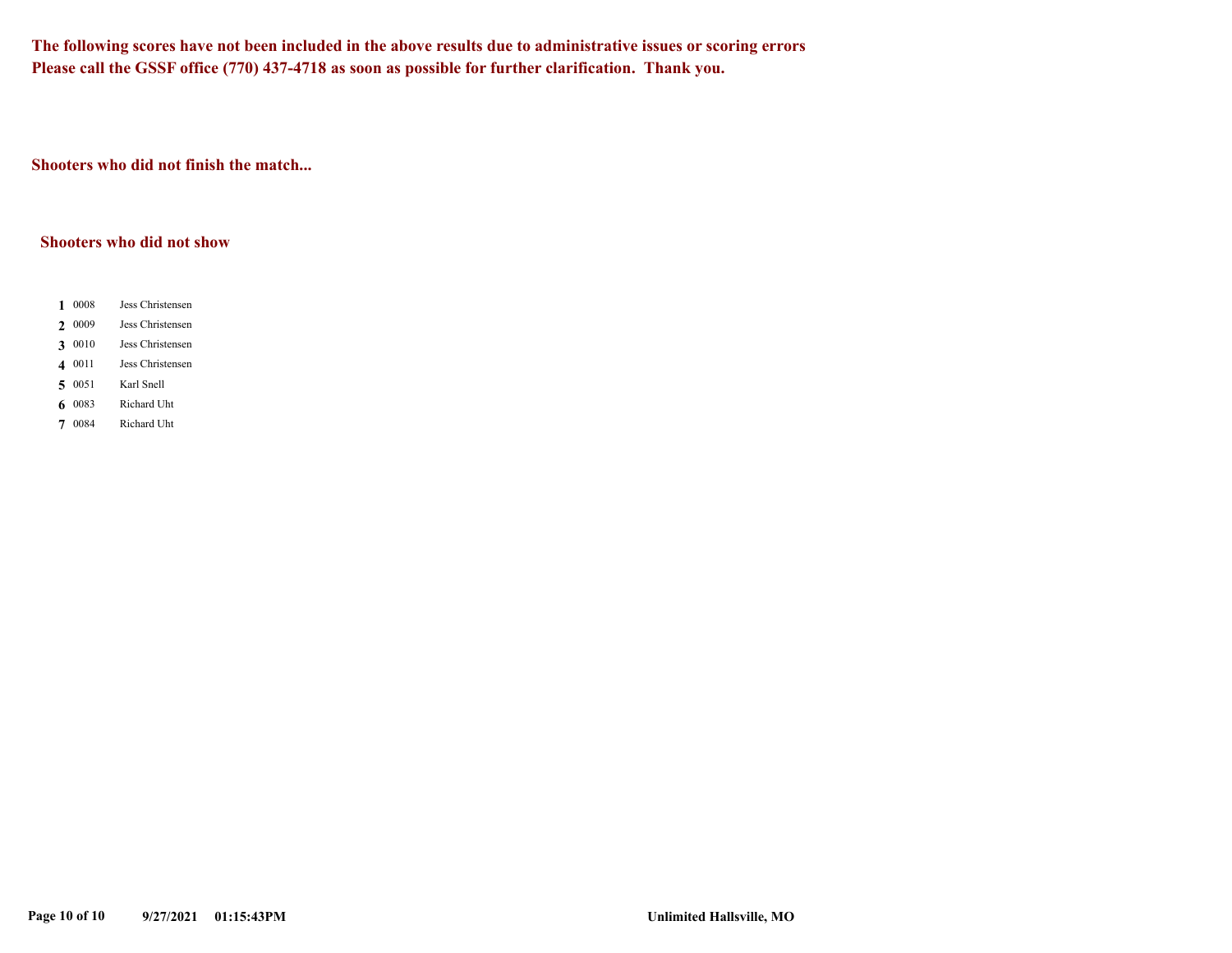**The following scores have not been included in the above results due to administrative issues or scoring errors**
**Please call the GSSF office (770) 437-4718 as soon as possible for further clarification. Thank you.**

**Shooters who did not finish the match...**

**Shooters who did not show**

| | | |
|---|---|---|
| **1** | 0008 | Jess Christensen |
| **2** | 0009 | Jess Christensen |
| **3** | 0010 | Jess Christensen |
| **4** | 0011 | Jess Christensen |
| **5** | 0051 | Karl Snell |
| **6** | 0083 | Richard Uht |
| **7** | 0084 | Richard Uht |